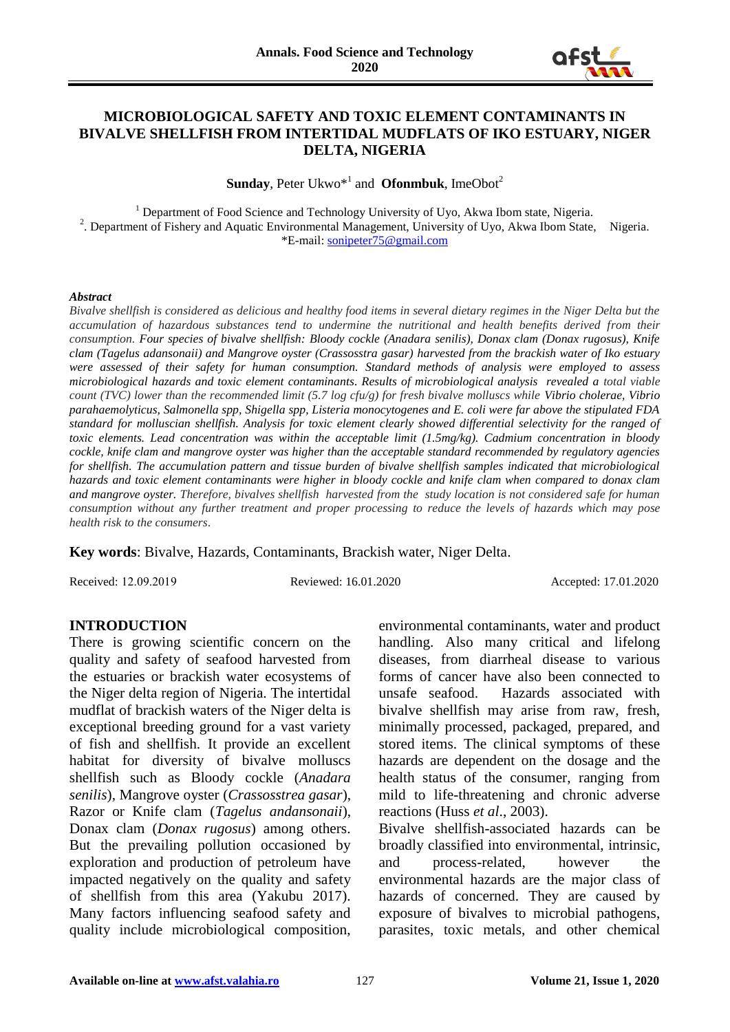# MICROBIOLOGICAL SAFETY AND TOXIC ELEMENT CONTAMINANTS IN BIVALVE SHELLFISH FROM INTERTIDAL MUDFLATS OF IKO ESTUARY, NIGER DELTA, NIGERIA

**Sunday**, Peter Ukwo*[1] and **Ofonmbuk**, ImeObot[2]

[1] Department of Food Science and Technology University of Uyo, Akwa Ibom state, Nigeria.
[2]. Department of Fishery and Aquatic Environmental Management, University of Uyo, Akwa Ibom State, Nigeria.
*E-mail: sonipeter75@gmail.com

***Abstract***

*Bivalve shellfish is considered as delicious and healthy food items in several dietary regimes in the Niger Delta but the accumulation of hazardous substances tend to undermine the nutritional and health benefits derived from their consumption. Four species of bivalve shellfish: Bloody cockle (Anadara senilis), Donax clam (Donax rugosus), Knife clam (Tagelus adansonaii) and Mangrove oyster (Crassosstra gasar) harvested from the brackish water of Iko estuary were assessed of their safety for human consumption. Standard methods of analysis were employed to assess microbiological hazards and toxic element contaminants. Results of microbiological analysis revealed a total viable count (TVC) lower than the recommended limit (5.7 log cfu/g) for fresh bivalve molluscs while Vibrio cholerae, Vibrio parahaemolyticus, Salmonella spp, Shigella spp, Listeria monocytogenes and E. coli were far above the stipulated FDA standard for molluscian shellfish. Analysis for toxic element clearly showed differential selectivity for the ranged of toxic elements. Lead concentration was within the acceptable limit (1.5mg/kg). Cadmium concentration in bloody cockle, knife clam and mangrove oyster was higher than the acceptable standard recommended by regulatory agencies for shellfish. The accumulation pattern and tissue burden of bivalve shellfish samples indicated that microbiological hazards and toxic element contaminants were higher in bloody cockle and knife clam when compared to donax clam and mangrove oyster. Therefore, bivalves shellfish harvested from the study location is not considered safe for human consumption without any further treatment and proper processing to reduce the levels of hazards which may pose health risk to the consumers.*

**Key words**: Bivalve, Hazards, Contaminants, Brackish water, Niger Delta.

Received: 12.09.2019 Reviewed: 16.01.2020 Accepted: 17.01.2020

## INTRODUCTION

There is growing scientific concern on the quality and safety of seafood harvested from the estuaries or brackish water ecosystems of the Niger delta region of Nigeria. The intertidal mudflat of brackish waters of the Niger delta is exceptional breeding ground for a vast variety of fish and shellfish. It provide an excellent habitat for diversity of bivalve molluscs shellfish such as Bloody cockle (*Anadara senilis*), Mangrove oyster (*Crassosstrea gasar*), Razor or Knife clam (*Tagelus andansonaii*), Donax clam (*Donax rugosus*) among others. But the prevailing pollution occasioned by exploration and production of petroleum have impacted negatively on the quality and safety of shellfish from this area (Yakubu 2017). Many factors influencing seafood safety and quality include microbiological composition, environmental contaminants, water and product handling. Also many critical and lifelong diseases, from diarrheal disease to various forms of cancer have also been connected to unsafe seafood. Hazards associated with bivalve shellfish may arise from raw, fresh, minimally processed, packaged, prepared, and stored items. The clinical symptoms of these hazards are dependent on the dosage and the health status of the consumer, ranging from mild to life-threatening and chronic adverse reactions (Huss *et al*., 2003).

Bivalve shellfish-associated hazards can be broadly classified into environmental, intrinsic, and process-related, however the environmental hazards are the major class of hazards of concerned. They are caused by exposure of bivalves to microbial pathogens, parasites, toxic metals, and other chemical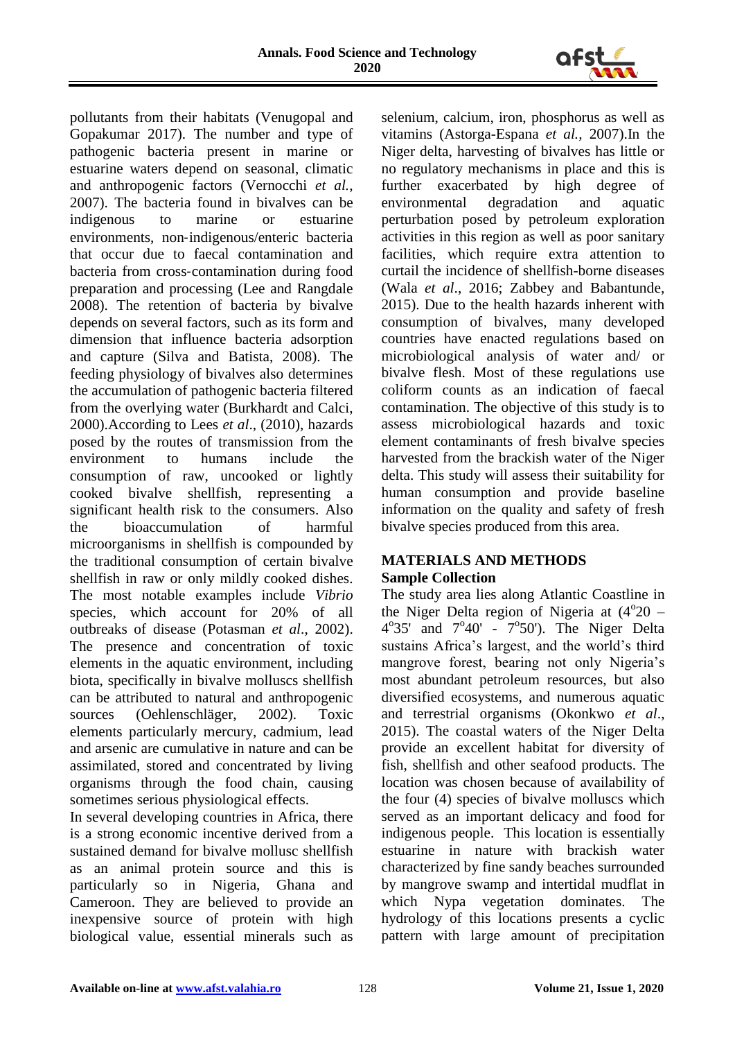pollutants from their habitats (Venugopal and Gopakumar 2017). The number and type of pathogenic bacteria present in marine or estuarine waters depend on seasonal, climatic and anthropogenic factors (Vernocchi *et al.*, 2007). The bacteria found in bivalves can be indigenous to marine or estuarine environments, non-indigenous/enteric bacteria that occur due to faecal contamination and bacteria from cross-contamination during food preparation and processing (Lee and Rangdale 2008). The retention of bacteria by bivalve depends on several factors, such as its form and dimension that influence bacteria adsorption and capture (Silva and Batista, 2008). The feeding physiology of bivalves also determines the accumulation of pathogenic bacteria filtered from the overlying water (Burkhardt and Calci, 2000).According to Lees *et al*., (2010), hazards posed by the routes of transmission from the environment to humans include the consumption of raw, uncooked or lightly cooked bivalve shellfish, representing a significant health risk to the consumers. Also the bioaccumulation of harmful microorganisms in shellfish is compounded by the traditional consumption of certain bivalve shellfish in raw or only mildly cooked dishes. The most notable examples include *Vibrio* species, which account for 20% of all outbreaks of disease (Potasman *et al*., 2002). The presence and concentration of toxic elements in the aquatic environment, including biota, specifically in bivalve molluscs shellfish can be attributed to natural and anthropogenic sources (Oehlenschläger, 2002). Toxic elements particularly mercury, cadmium, lead and arsenic are cumulative in nature and can be assimilated, stored and concentrated by living organisms through the food chain, causing sometimes serious physiological effects.

In several developing countries in Africa, there is a strong economic incentive derived from a sustained demand for bivalve mollusc shellfish as an animal protein source and this is particularly so in Nigeria, Ghana and Cameroon. They are believed to provide an inexpensive source of protein with high biological value, essential minerals such as selenium, calcium, iron, phosphorus as well as vitamins (Astorga-Espana *et al.*, 2007).In the Niger delta, harvesting of bivalves has little or no regulatory mechanisms in place and this is further exacerbated by high degree of environmental degradation and aquatic perturbation posed by petroleum exploration activities in this region as well as poor sanitary facilities, which require extra attention to curtail the incidence of shellfish-borne diseases (Wala *et al*., 2016; Zabbey and Babantunde, 2015). Due to the health hazards inherent with consumption of bivalves, many developed countries have enacted regulations based on microbiological analysis of water and/ or bivalve flesh. Most of these regulations use coliform counts as an indication of faecal contamination. The objective of this study is to assess microbiological hazards and toxic element contaminants of fresh bivalve species harvested from the brackish water of the Niger delta. This study will assess their suitability for human consumption and provide baseline information on the quality and safety of fresh bivalve species produced from this area.

## MATERIALS AND METHODS

### Sample Collection

The study area lies along Atlantic Coastline in the Niger Delta region of Nigeria at ($4^{o}20$ – $4^{o}35'$ and $7^{o}40'$ - $7^{o}50'$). The Niger Delta sustains Africa's largest, and the world's third mangrove forest, bearing not only Nigeria's most abundant petroleum resources, but also diversified ecosystems, and numerous aquatic and terrestrial organisms (Okonkwo *et al*., 2015). The coastal waters of the Niger Delta provide an excellent habitat for diversity of fish, shellfish and other seafood products. The location was chosen because of availability of the four (4) species of bivalve molluscs which served as an important delicacy and food for indigenous people. This location is essentially estuarine in nature with brackish water characterized by fine sandy beaches surrounded by mangrove swamp and intertidal mudflat in which Nypa vegetation dominates. The hydrology of this locations presents a cyclic pattern with large amount of precipitation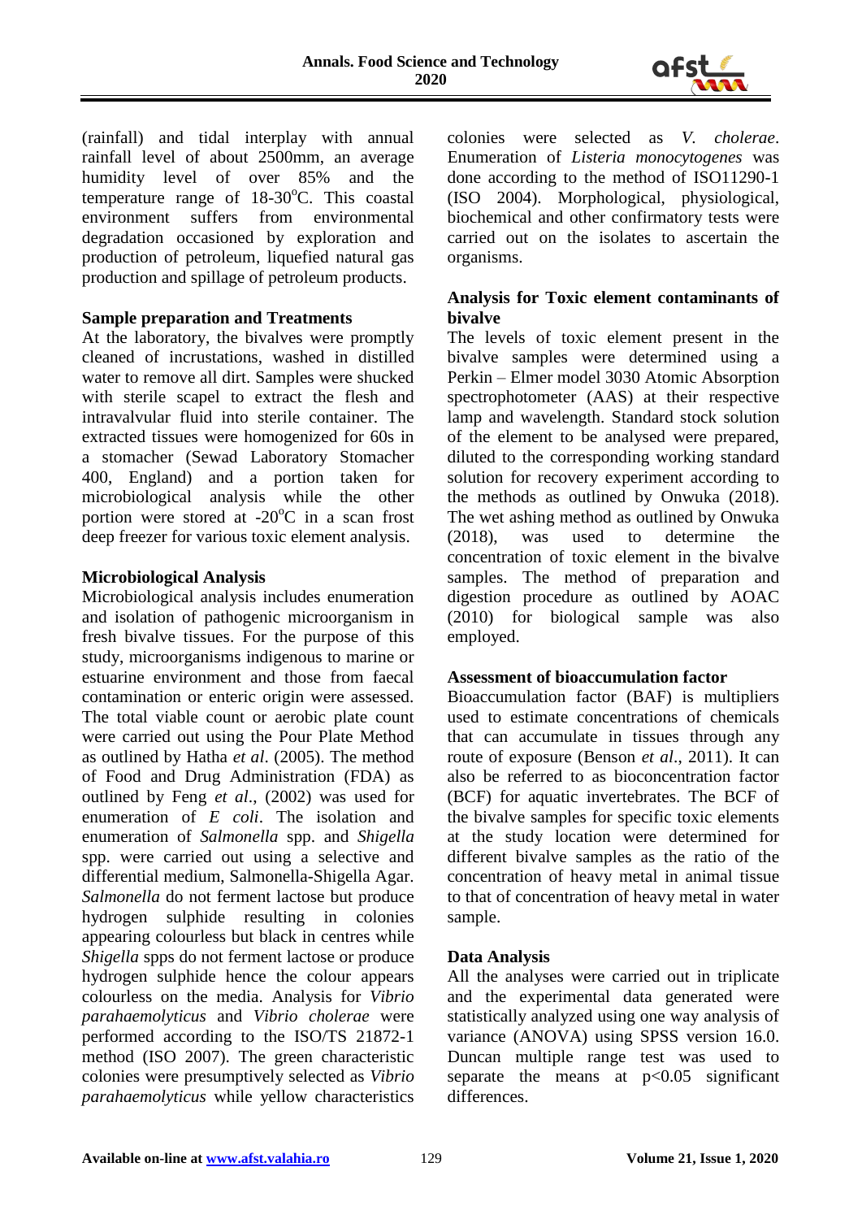(rainfall) and tidal interplay with annual rainfall level of about 2500mm, an average humidity level of over 85% and the temperature range of 18-30$^{o}$C. This coastal environment suffers from environmental degradation occasioned by exploration and production of petroleum, liquefied natural gas production and spillage of petroleum products.

**Sample preparation and Treatments**

At the laboratory, the bivalves were promptly cleaned of incrustations, washed in distilled water to remove all dirt. Samples were shucked with sterile scapel to extract the flesh and intravalvular fluid into sterile container. The extracted tissues were homogenized for 60s in a stomacher (Sewad Laboratory Stomacher 400, England) and a portion taken for microbiological analysis while the other portion were stored at -20$^{o}$C in a scan frost deep freezer for various toxic element analysis.

**Microbiological Analysis**

Microbiological analysis includes enumeration and isolation of pathogenic microorganism in fresh bivalve tissues. For the purpose of this study, microorganisms indigenous to marine or estuarine environment and those from faecal contamination or enteric origin were assessed. The total viable count or aerobic plate count were carried out using the Pour Plate Method as outlined by Hatha *et al*. (2005). The method of Food and Drug Administration (FDA) as outlined by Feng *et al*., (2002) was used for enumeration of *E coli*. The isolation and enumeration of *Salmonella* spp. and *Shigella* spp. were carried out using a selective and differential medium, Salmonella-Shigella Agar. *Salmonella* do not ferment lactose but produce hydrogen sulphide resulting in colonies appearing colourless but black in centres while *Shigella* spps do not ferment lactose or produce hydrogen sulphide hence the colour appears colourless on the media. Analysis for *Vibrio parahaemolyticus* and *Vibrio cholerae* were performed according to the ISO/TS 21872-1 method (ISO 2007). The green characteristic colonies were presumptively selected as *Vibrio parahaemolyticus* while yellow characteristics colonies were selected as *V. cholerae*. Enumeration of *Listeria monocytogenes* was done according to the method of ISO11290-1 (ISO 2004). Morphological, physiological, biochemical and other confirmatory tests were carried out on the isolates to ascertain the organisms.

**Analysis for Toxic element contaminants of bivalve**

The levels of toxic element present in the bivalve samples were determined using a Perkin – Elmer model 3030 Atomic Absorption spectrophotometer (AAS) at their respective lamp and wavelength. Standard stock solution of the element to be analysed were prepared, diluted to the corresponding working standard solution for recovery experiment according to the methods as outlined by Onwuka (2018). The wet ashing method as outlined by Onwuka (2018), was used to determine the concentration of toxic element in the bivalve samples. The method of preparation and digestion procedure as outlined by AOAC (2010) for biological sample was also employed.

**Assessment of bioaccumulation factor**

Bioaccumulation factor (BAF) is multipliers used to estimate concentrations of chemicals that can accumulate in tissues through any route of exposure (Benson *et al*., 2011). It can also be referred to as bioconcentration factor (BCF) for aquatic invertebrates. The BCF of the bivalve samples for specific toxic elements at the study location were determined for different bivalve samples as the ratio of the concentration of heavy metal in animal tissue to that of concentration of heavy metal in water sample.

**Data Analysis**

All the analyses were carried out in triplicate and the experimental data generated were statistically analyzed using one way analysis of variance (ANOVA) using SPSS version 16.0. Duncan multiple range test was used to separate the means at $p<0.05$ significant differences.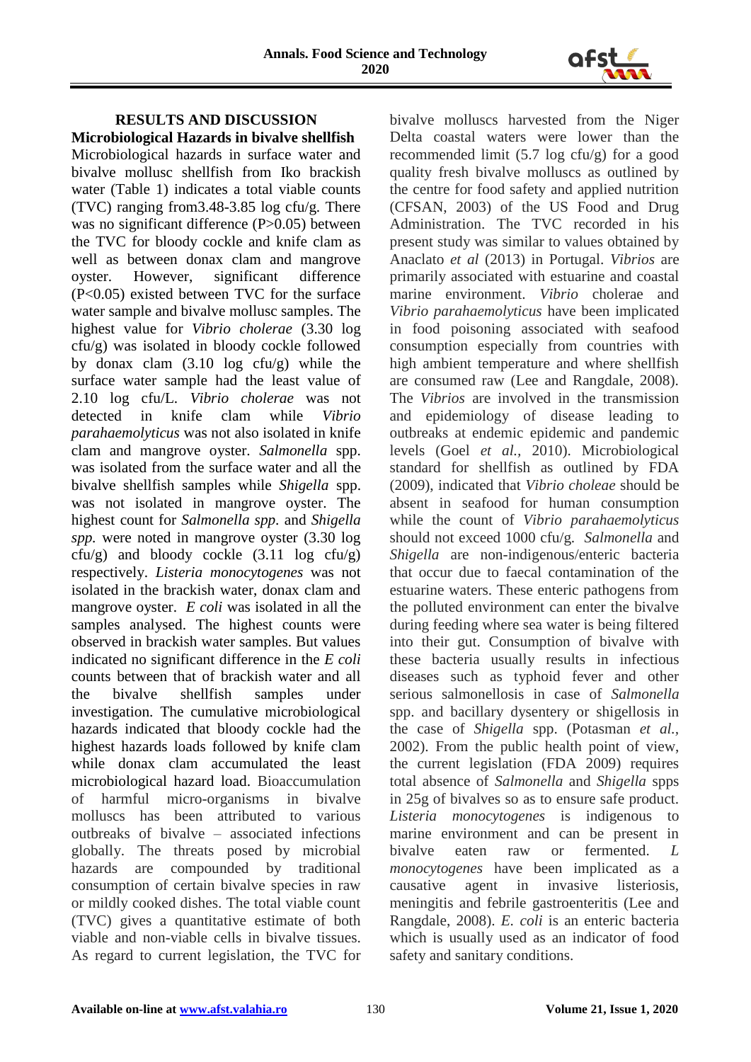## RESULTS AND DISCUSSION

### Microbiological Hazards in bivalve shellfish

Microbiological hazards in surface water and bivalve mollusc shellfish from Iko brackish water (Table 1) indicates a total viable counts (TVC) ranging from3.48-3.85 log cfu/g. There was no significant difference (P>0.05) between the TVC for bloody cockle and knife clam as well as between donax clam and mangrove oyster. However, significant difference (P<0.05) existed between TVC for the surface water sample and bivalve mollusc samples. The highest value for *Vibrio cholerae* (3.30 log cfu/g) was isolated in bloody cockle followed by donax clam (3.10 log cfu/g) while the surface water sample had the least value of 2.10 log cfu/L. *Vibrio cholerae* was not detected in knife clam while *Vibrio parahaemolyticus* was not also isolated in knife clam and mangrove oyster. *Salmonella* spp. was isolated from the surface water and all the bivalve shellfish samples while *Shigella* spp. was not isolated in mangrove oyster. The highest count for *Salmonella spp.* and *Shigella spp.* were noted in mangrove oyster (3.30 log cfu/g) and bloody cockle (3.11 log cfu/g) respectively. *Listeria monocytogenes* was not isolated in the brackish water, donax clam and mangrove oyster. *E coli* was isolated in all the samples analysed. The highest counts were observed in brackish water samples. But values indicated no significant difference in the *E coli* counts between that of brackish water and all the bivalve shellfish samples under investigation. The cumulative microbiological hazards indicated that bloody cockle had the highest hazards loads followed by knife clam while donax clam accumulated the least microbiological hazard load. Bioaccumulation of harmful micro-organisms in bivalve molluscs has been attributed to various outbreaks of bivalve – associated infections globally. The threats posed by microbial hazards are compounded by traditional consumption of certain bivalve species in raw or mildly cooked dishes. The total viable count (TVC) gives a quantitative estimate of both viable and non-viable cells in bivalve tissues. As regard to current legislation, the TVC for bivalve molluscs harvested from the Niger Delta coastal waters were lower than the recommended limit (5.7 log cfu/g) for a good quality fresh bivalve molluscs as outlined by the centre for food safety and applied nutrition (CFSAN, 2003) of the US Food and Drug Administration. The TVC recorded in his present study was similar to values obtained by Anaclato *et al* (2013) in Portugal. *Vibrios* are primarily associated with estuarine and coastal marine environment. *Vibrio* cholerae and *Vibrio parahaemolyticus* have been implicated in food poisoning associated with seafood consumption especially from countries with high ambient temperature and where shellfish are consumed raw (Lee and Rangdale, 2008). The *Vibrios* are involved in the transmission and epidemiology of disease leading to outbreaks at endemic epidemic and pandemic levels (Goel *et al.,* 2010). Microbiological standard for shellfish as outlined by FDA (2009), indicated that *Vibrio choleae* should be absent in seafood for human consumption while the count of *Vibrio parahaemolyticus* should not exceed 1000 cfu/g. *Salmonella* and *Shigella* are non-indigenous/enteric bacteria that occur due to faecal contamination of the estuarine waters. These enteric pathogens from the polluted environment can enter the bivalve during feeding where sea water is being filtered into their gut. Consumption of bivalve with these bacteria usually results in infectious diseases such as typhoid fever and other serious salmonellosis in case of *Salmonella* spp. and bacillary dysentery or shigellosis in the case of *Shigella* spp. (Potasman *et al.,* 2002). From the public health point of view, the current legislation (FDA 2009) requires total absence of *Salmonella* and *Shigella* spps in 25g of bivalves so as to ensure safe product. *Listeria monocytogenes* is indigenous to marine environment and can be present in bivalve eaten raw or fermented. *L monocytogenes* have been implicated as a causative agent in invasive listeriosis, meningitis and febrile gastroenteritis (Lee and Rangdale, 2008). *E. coli* is an enteric bacteria which is usually used as an indicator of food safety and sanitary conditions.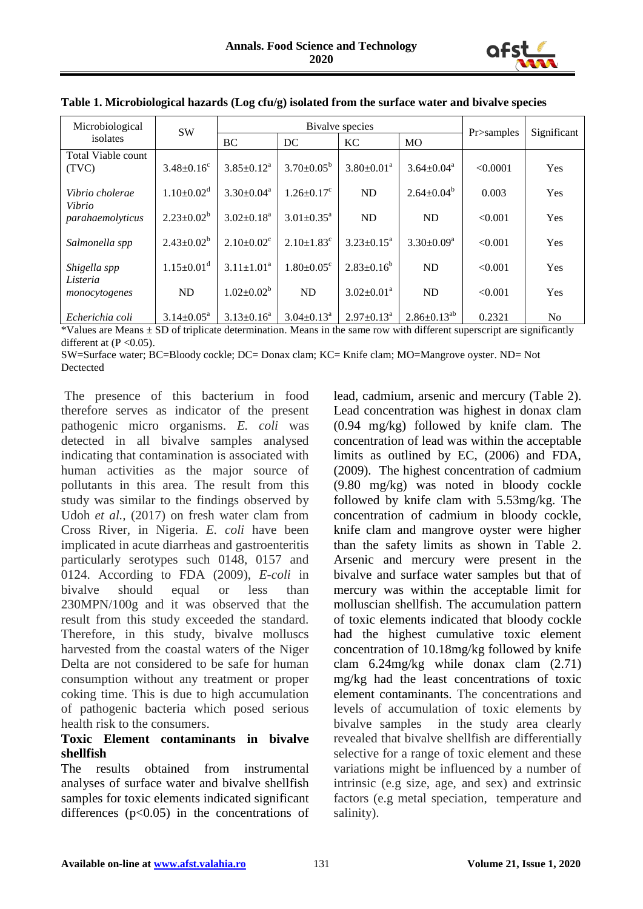**Table 1. Microbiological hazards (Log cfu/g) isolated from the surface water and bivalve species**

| Microbiological isolates | SW | Bivalve species | | | | Pr>samples | Significant |
|---|---|---|---|---|---|---|---|
| | | BC | DC | KC | MO | | |
| Total Viable count (TVC) | $3.48\pm0.16^{c}$ | $3.85\pm0.12^{a}$ | $3.70\pm0.05^{b}$ | $3.80\pm0.01^{a}$ | $3.64\pm0.04^{a}$ | <0.0001 | Yes |
| *Vibrio cholerae* | $1.10\pm0.02^{d}$ | $3.30\pm0.04^{a}$ | $1.26\pm0.17^{c}$ | ND | $2.64\pm0.04^{b}$ | 0.003 | Yes |
| *Vibrio parahaemolyticus* | $2.23\pm0.02^{b}$ | $3.02\pm0.18^{a}$ | $3.01\pm0.35^{a}$ | ND | ND | <0.001 | Yes |
| *Salmonella spp* | $2.43\pm0.02^{b}$ | $2.10\pm0.02^{c}$ | $2.10\pm1.83^{c}$ | $3.23\pm0.15^{a}$ | $3.30\pm0.09^{a}$ | <0.001 | Yes |
| *Shigella spp* | $1.15\pm0.01^{d}$ | $3.11\pm1.01^{a}$ | $1.80\pm0.05^{c}$ | $2.83\pm0.16^{b}$ | ND | <0.001 | Yes |
| *Listeria monocytogenes* | ND | $1.02\pm0.02^{b}$ | ND | $3.02\pm0.01^{a}$ | ND | <0.001 | Yes |
| *Echerichia coli* | $3.14\pm0.05^{a}$ | $3.13\pm0.16^{a}$ | $3.04\pm0.13^{a}$ | $2.97\pm0.13^{a}$ | $2.86\pm0.13^{ab}$ | 0.2321 | No |

*Values are Means ± SD of triplicate determination. Means in the same row with different superscript are significantly different at (P <0.05).

SW=Surface water; BC=Bloody cockle; DC= Donax clam; KC= Knife clam; MO=Mangrove oyster. ND= Not Dectected

The presence of this bacterium in food therefore serves as indicator of the present pathogenic micro organisms. *E. coli* was detected in all bivalve samples analysed indicating that contamination is associated with human activities as the major source of pollutants in this area. The result from this study was similar to the findings observed by Udoh *et al.,* (2017) on fresh water clam from Cross River, in Nigeria. *E. coli* have been implicated in acute diarrheas and gastroenteritis particularly serotypes such 0148, 0157 and 0124. According to FDA (2009), *E-coli* in bivalve should equal or less than 230MPN/100g and it was observed that the result from this study exceeded the standard. Therefore, in this study, bivalve molluscs harvested from the coastal waters of the Niger Delta are not considered to be safe for human consumption without any treatment or proper coking time. This is due to high accumulation of pathogenic bacteria which posed serious health risk to the consumers.

**Toxic Element contaminants in bivalve shellfish**

The results obtained from instrumental analyses of surface water and bivalve shellfish samples for toxic elements indicated significant differences ($p<0.05$) in the concentrations of lead, cadmium, arsenic and mercury (Table 2). Lead concentration was highest in donax clam (0.94 mg/kg) followed by knife clam. The concentration of lead was within the acceptable limits as outlined by EC, (2006) and FDA, (2009). The highest concentration of cadmium (9.80 mg/kg) was noted in bloody cockle followed by knife clam with 5.53mg/kg. The concentration of cadmium in bloody cockle, knife clam and mangrove oyster were higher than the safety limits as shown in Table 2. Arsenic and mercury were present in the bivalve and surface water samples but that of mercury was within the acceptable limit for molluscian shellfish. The accumulation pattern of toxic elements indicated that bloody cockle had the highest cumulative toxic element concentration of 10.18mg/kg followed by knife clam 6.24mg/kg while donax clam (2.71) mg/kg had the least concentrations of toxic element contaminants. The concentrations and levels of accumulation of toxic elements by bivalve samples in the study area clearly revealed that bivalve shellfish are differentially selective for a range of toxic element and these variations might be influenced by a number of intrinsic (e.g size, age, and sex) and extrinsic factors (e.g metal speciation, temperature and salinity).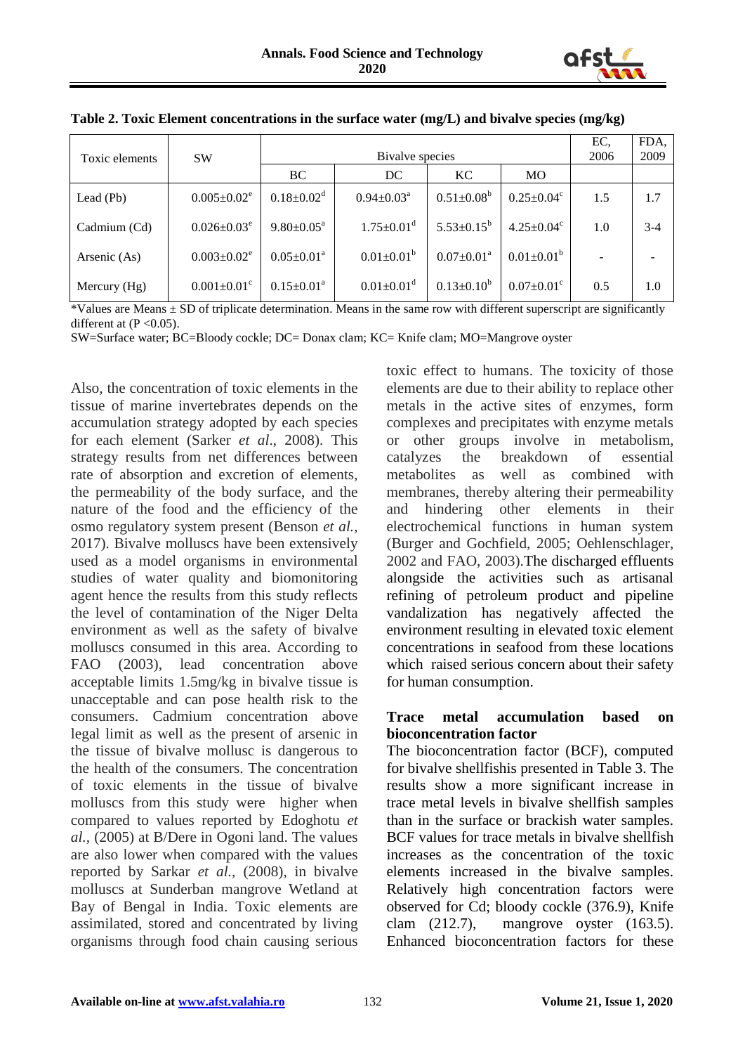**Table 2. Toxic Element concentrations in the surface water (mg/L) and bivalve species (mg/kg)**

| Toxic elements | SW | Bivalve species | | | | EC, 2006 | FDA, 2009 |
|---|---|---|---|---|---|---|---|
| | | BC | DC | KC | MO | | |
| Lead (Pb) | 0.005±0.02[e] | 0.18±0.02[d] | 0.94±0.03[a] | 0.51±0.08[b] | 0.25±0.04[c] | 1.5 | 1.7 |
| Cadmium (Cd) | 0.026±0.03[e] | 9.80±0.05[a] | 1.75±0.01[d] | 5.53±0.15[b] | 4.25±0.04[c] | 1.0 | 3-4 |
| Arsenic (As) | 0.003±0.02[e] | 0.05±0.01[a] | 0.01±0.01[b] | 0.07±0.01[a] | 0.01±0.01[b] | - | - |
| Mercury (Hg) | 0.001±0.01[c] | 0.15±0.01[a] | 0.01±0.01[d] | 0.13±0.10[b] | 0.07±0.01[c] | 0.5 | 1.0 |

*Values are Means ± SD of triplicate determination. Means in the same row with different superscript are significantly different at ($P < 0.05$).

SW=Surface water; BC=Bloody cockle; DC= Donax clam; KC= Knife clam; MO=Mangrove oyster

Also, the concentration of toxic elements in the tissue of marine invertebrates depends on the accumulation strategy adopted by each species for each element (Sarker *et al*., 2008). This strategy results from net differences between rate of absorption and excretion of elements, the permeability of the body surface, and the nature of the food and the efficiency of the osmo regulatory system present (Benson *et al.,* 2017). Bivalve molluscs have been extensively used as a model organisms in environmental studies of water quality and biomonitoring agent hence the results from this study reflects the level of contamination of the Niger Delta environment as well as the safety of bivalve molluscs consumed in this area. According to FAO (2003), lead concentration above acceptable limits 1.5mg/kg in bivalve tissue is unacceptable and can pose health risk to the consumers. Cadmium concentration above legal limit as well as the present of arsenic in the tissue of bivalve mollusc is dangerous to the health of the consumers. The concentration of toxic elements in the tissue of bivalve molluscs from this study were higher when compared to values reported by Edoghotu *et al.,* (2005) at B/Dere in Ogoni land. The values are also lower when compared with the values reported by Sarkar *et al.,* (2008), in bivalve molluscs at Sunderban mangrove Wetland at Bay of Bengal in India. Toxic elements are assimilated, stored and concentrated by living organisms through food chain causing serious toxic effect to humans. The toxicity of those elements are due to their ability to replace other metals in the active sites of enzymes, form complexes and precipitates with enzyme metals or other groups involve in metabolism, catalyzes the breakdown of essential metabolites as well as combined with membranes, thereby altering their permeability and hindering other elements in their electrochemical functions in human system (Burger and Gochfield, 2005; Oehlenschlager, 2002 and FAO, 2003).The discharged effluents alongside the activities such as artisanal refining of petroleum product and pipeline vandalization has negatively affected the environment resulting in elevated toxic element concentrations in seafood from these locations which raised serious concern about their safety for human consumption.

**Trace metal accumulation based on bioconcentration factor**

The bioconcentration factor (BCF), computed for bivalve shellfishis presented in Table 3. The results show a more significant increase in trace metal levels in bivalve shellfish samples than in the surface or brackish water samples. BCF values for trace metals in bivalve shellfish increases as the concentration of the toxic elements increased in the bivalve samples. Relatively high concentration factors were observed for Cd; bloody cockle (376.9), Knife clam (212.7), mangrove oyster (163.5). Enhanced bioconcentration factors for these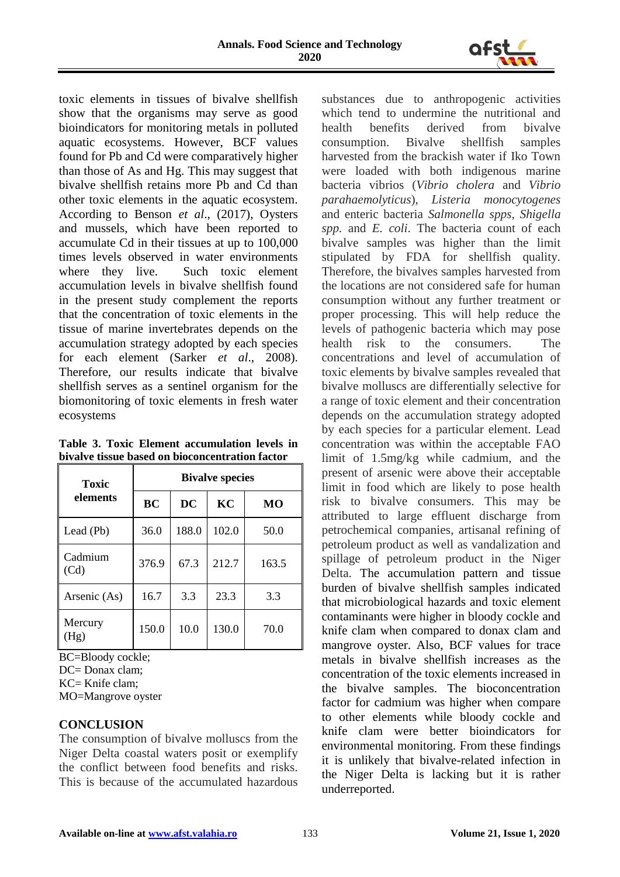toxic elements in tissues of bivalve shellfish show that the organisms may serve as good bioindicators for monitoring metals in polluted aquatic ecosystems. However, BCF values found for Pb and Cd were comparatively higher than those of As and Hg. This may suggest that bivalve shellfish retains more Pb and Cd than other toxic elements in the aquatic ecosystem. According to Benson *et al*., (2017), Oysters and mussels, which have been reported to accumulate Cd in their tissues at up to 100,000 times levels observed in water environments where they live. Such toxic element accumulation levels in bivalve shellfish found in the present study complement the reports that the concentration of toxic elements in the tissue of marine invertebrates depends on the accumulation strategy adopted by each species for each element (Sarker *et al*., 2008). Therefore, our results indicate that bivalve shellfish serves as a sentinel organism for the biomonitoring of toxic elements in fresh water ecosystems

**Table 3. Toxic Element accumulation levels in bivalve tissue based on bioconcentration factor**

| Toxic elements | Bivalve species | | | |
|---|---|---|---|---|
| | BC | DC | KC | MO |
| Lead (Pb) | 36.0 | 188.0 | 102.0 | 50.0 |
| Cadmium (Cd) | 376.9 | 67.3 | 212.7 | 163.5 |
| Arsenic (As) | 16.7 | 3.3 | 23.3 | 3.3 |
| Mercury (Hg) | 150.0 | 10.0 | 130.0 | 70.0 |

BC=Bloody cockle;
DC= Donax clam;
KC= Knife clam;
MO=Mangrove oyster

## CONCLUSION

The consumption of bivalve molluscs from the Niger Delta coastal waters posit or exemplify the conflict between food benefits and risks. This is because of the accumulated hazardous substances due to anthropogenic activities which tend to undermine the nutritional and health benefits derived from bivalve consumption. Bivalve shellfish samples harvested from the brackish water if Iko Town were loaded with both indigenous marine bacteria vibrios (*Vibrio cholera* and *Vibrio parahaemolyticus*), *Listeria monocytogenes* and enteric bacteria *Salmonella spps*, *Shigella spp.* and *E. coli*. The bacteria count of each bivalve samples was higher than the limit stipulated by FDA for shellfish quality. Therefore, the bivalves samples harvested from the locations are not considered safe for human consumption without any further treatment or proper processing. This will help reduce the levels of pathogenic bacteria which may pose health risk to the consumers. The concentrations and level of accumulation of toxic elements by bivalve samples revealed that bivalve molluscs are differentially selective for a range of toxic element and their concentration depends on the accumulation strategy adopted by each species for a particular element. Lead concentration was within the acceptable FAO limit of 1.5mg/kg while cadmium, and the present of arsenic were above their acceptable limit in food which are likely to pose health risk to bivalve consumers. This may be attributed to large effluent discharge from petrochemical companies, artisanal refining of petroleum product as well as vandalization and spillage of petroleum product in the Niger Delta. The accumulation pattern and tissue burden of bivalve shellfish samples indicated that microbiological hazards and toxic element contaminants were higher in bloody cockle and knife clam when compared to donax clam and mangrove oyster. Also, BCF values for trace metals in bivalve shellfish increases as the concentration of the toxic elements increased in the bivalve samples. The bioconcentration factor for cadmium was higher when compare to other elements while bloody cockle and knife clam were better bioindicators for environmental monitoring. From these findings it is unlikely that bivalve-related infection in the Niger Delta is lacking but it is rather underreported.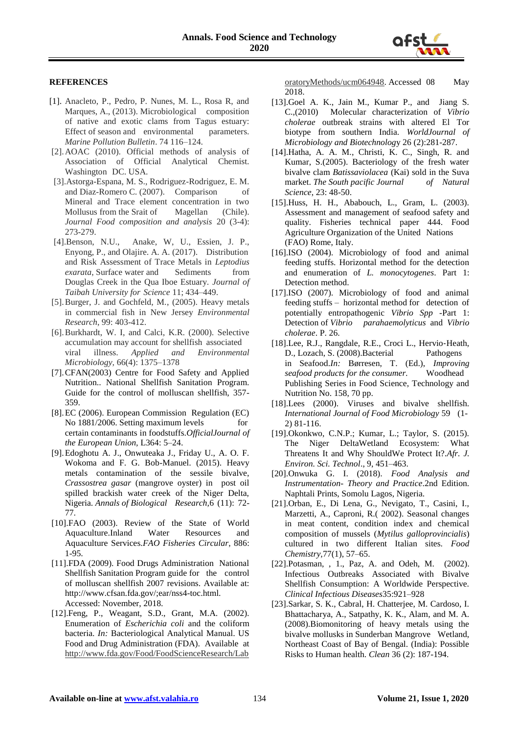## REFERENCES

[1]. Anacleto, P., Pedro, P. Nunes, M. L., Rosa R, and Marques, A., (2013). Microbiological composition of native and exotic clams from Tagus estuary: Effect of season and environmental parameters. *Marine Pollution Bulletin*. 74 116–124.

[2]. AOAC (2010). Official methods of analysis of Association of Official Analytical Chemist. Washington DC. USA.

[3]. Astorga-Espana, M. S., Rodriguez-Rodriguez, E. M. and Diaz-Romero C. (2007). Comparison of Mineral and Trace element concentration in two Mollusus from the Srait of Magellan (Chile). *Journal Food composition and analysis* 20 (3-4): 273-279.

[4]. Benson, N.U., Anake, W, U., Essien, J. P., Enyong, P., and Olajire. A. A. (2017). Distribution and Risk Assessment of Trace Metals in *Leptodius exarata*, Surface water and Sediments from Douglas Creek in the Qua Iboe Estuary. *Journal of Taibah University for Science* 11; 434–449.

[5]. Burger, J. and Gochfeld, M., (2005). Heavy metals in commercial fish in New Jersey *Environmental Research*, 99: 403-412.

[6]. Burkhardt, W. I, and Calci, K.R. (2000). Selective accumulation may account for shellfish associated viral illness. *Applied and Environmental Microbiology,* 66(4): 1375–1378

[7]. CFAN(2003) Centre for Food Safety and Applied Nutrition.. National Shellfish Sanitation Program. Guide for the control of molluscan shellfish, 357-359.

[8]. EC (2006). European Commission Regulation (EC) No 1881/2006. Setting maximum levels for certain contaminants in foodstuffs.*OfficialJournal of the European Union,* L364: 5–24.

[9]. Edoghotu A. J., Onwuteaka J., Friday U., A. O. F. Wokoma and F. G. Bob-Manuel. (2015). Heavy metals contamination of the sessile bivalve, *Crassostrea gasar* (mangrove oyster) in post oil spilled brackish water creek of the Niger Delta, Nigeria. *Annals of Biological Research,*6 (11): 72-77.

[10]. FAO (2003). Review of the State of World Aquaculture.Inland Water Resources and Aquaculture Services.*FAO Fisheries Circular*, 886: 1-95.

[11]. FDA (2009). Food Drugs Administration National Shellfish Sanitation Program guide for the control of molluscan shellfish 2007 revisions. Available at: http://www.cfsan.fda.gov/;ear/nss4-toc.html. Accessed: November, 2018.

[12]. Feng, P., Weagant, S.D., Grant, M.A. (2002). Enumeration of *Escherichia coli* and the coliform bacteria. *In:* Bacteriological Analytical Manual. US Food and Drug Administration (FDA). Available at http://www.fda.gov/Food/FoodScienceResearch/LaboratoryMethods/ucm064948. Accessed 08 May 2018.

[13]. Goel A. K., Jain M., Kumar P., and Jiang S. C.,(2010) Molecular characterization of *Vibrio cholerae* outbreak strains with altered El Tor biotype from southern India. *WorldJournal of Microbiology and Biotechnology* 26 (2):281-287.

[14]. Hatha, A. A. M., Christi, K. C., Singh, R. and Kumar, S.(2005). Bacteriology of the fresh water bivalve clam *Batissaviolacea* (Kai) sold in the Suva market. *The South pacific Journal of Natural Science,* 23: 48-50.

[15]. Huss, H. H., Ababouch, L., Gram, L. (2003). Assessment and management of seafood safety and quality. Fisheries technical paper 444. Food Agriculture Organization of the United Nations (FAO) Rome, Italy.

[16]. ISO (2004). Microbiology of food and animal feeding stuffs. Horizontal method for the detection and enumeration of *L. monocytogenes*. Part 1: Detection method.

[17]. ISO (2007). Microbiology of food and animal feeding stuffs – horizontal method for detection of potentially entropathogenic *Vibrio Spp* -Part 1: Detection of *Vibrio parahaemolyticus* and *Vibrio cholerae*. P. 26.

[18]. Lee, R.J., Rangdale, R.E., Croci L., Hervio-Heath, D., Lozach, S. (2008).Bacterial Pathogens in Seafood.*In:* Børresen, T. (Ed.), *Improving seafood products for the consumer.* Woodhead Publishing Series in Food Science, Technology and Nutrition No. 158, 70 pp.

[18]. Lees (2000). Viruses and bivalve shellfish. *International Journal of Food Microbiology* 59 (1-2) 81-116.

[19]. Okonkwo, C.N.P.; Kumar, L.; Taylor, S. (2015). The Niger DeltaWetland Ecosystem: What Threatens It and Why ShouldWe Protect It?.*Afr. J. Environ. Sci. Technol*., 9, 451–463.

[20]. Onwuka G. I. (2018). *Food Analysis and Instrumentation- Theory and Practice*.2nd Edition. Naphtali Prints, Somolu Lagos, Nigeria.

[21]. Orban, E., Di Lena, G., Nevigato, T., Casini, I., Marzetti, A., Caproni, R.( 2002). Seasonal changes in meat content, condition index and chemical composition of mussels (*Mytilus galloprovincialis*) cultured in two different Italian sites. *Food Chemistry,*77(1), 57–65.

[22]. Potasman, , 1., Paz, A. and Odeh, M. (2002). Infectious Outbreaks Associated with Bivalve Shellfish Consumption: A Worldwide Perspective. *Clinical Infectious Diseases*35:921–928

[23]. Sarkar, S. K., Cabral, H. Chatterjee, M. Cardoso, I. Bhattacharya, A., Satpathy, K. K., Alam, and M. A. (2008).Biomonitoring of heavy metals using the bivalve mollusks in Sunderban Mangrove Wetland, Northeast Coast of Bay of Bengal. (India): Possible Risks to Human health. *Clean* 36 (2): 187-194.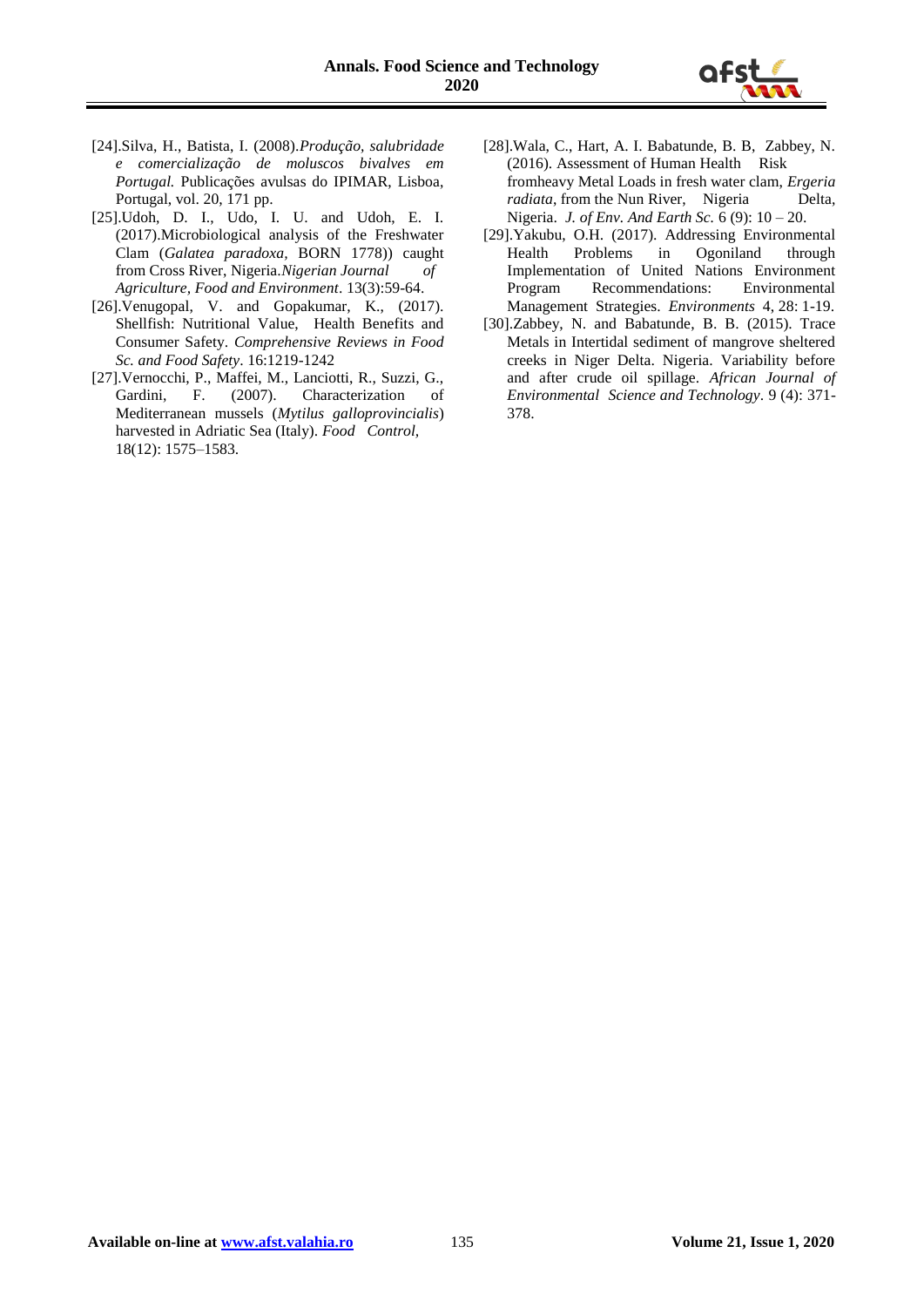[24].Silva, H., Batista, I. (2008).*Produção, salubridade e comercialização de moluscos bivalves em Portugal.* Publicações avulsas do IPIMAR, Lisboa, Portugal, vol. 20, 171 pp.

[25].Udoh, D. I., Udo, I. U. and Udoh, E. I. (2017).Microbiological analysis of the Freshwater Clam (*Galatea paradoxa*, BORN 1778)) caught from Cross River, Nigeria.*Nigerian Journal of Agriculture, Food and Environment*. 13(3):59-64.

[26].Venugopal, V. and Gopakumar, K., (2017). Shellfish: Nutritional Value, Health Benefits and Consumer Safety. *Comprehensive Reviews in Food Sc. and Food Safety*. 16:1219-1242

[27].Vernocchi, P., Maffei, M., Lanciotti, R., Suzzi, G., Gardini, F. (2007). Characterization of Mediterranean mussels (*Mytilus galloprovincialis*) harvested in Adriatic Sea (Italy). *Food Control,* 18(12): 1575–1583.

[28].Wala, C., Hart, A. I. Babatunde, B. B, Zabbey, N. (2016). Assessment of Human Health Risk fromheavy Metal Loads in fresh water clam, *Ergeria radiata*, from the Nun River, Nigeria Delta, Nigeria. *J. of Env. And Earth Sc.* 6 (9): 10 – 20.

[29].Yakubu, O.H. (2017). Addressing Environmental Health Problems in Ogoniland through Implementation of United Nations Environment Program Recommendations: Environmental Management Strategies. *Environments* 4, 28: 1-19.

[30].Zabbey, N. and Babatunde, B. B. (2015). Trace Metals in Intertidal sediment of mangrove sheltered creeks in Niger Delta. Nigeria. Variability before and after crude oil spillage. *African Journal of Environmental Science and Technology*. 9 (4): 371-378.